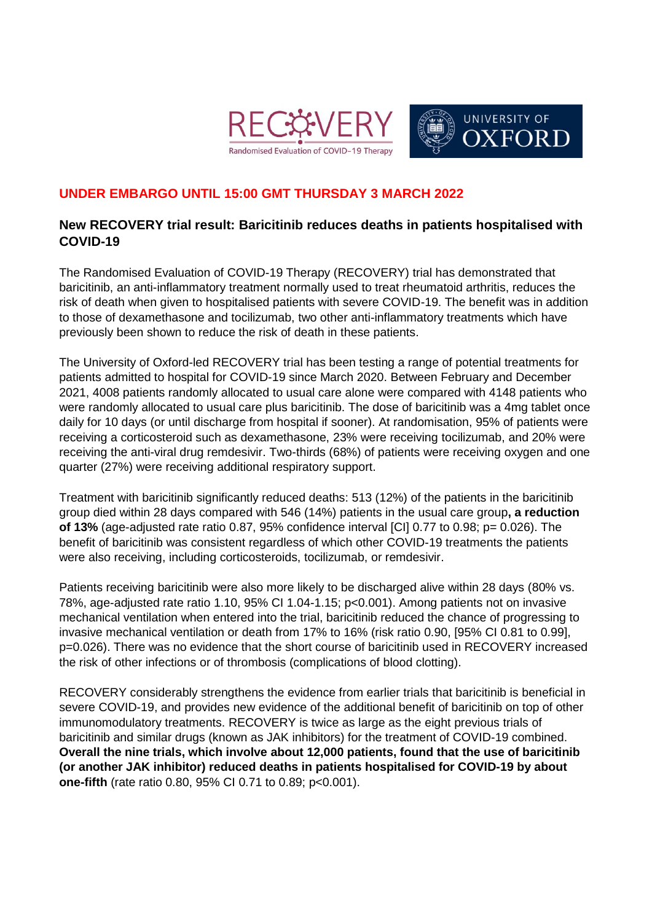**UNDER EMBARGO UNTIL 15:00 GMT THURSDAY 3 MARCH 2022**

## New RECOVERY trial result: Baricitinib reduces deaths in patients hospitalised with COVID-19

The Randomised Evaluation of COVID-19 Therapy (RECOVERY) trial has demonstrated that baricitinib, an anti-inflammatory treatment normally used to treat rheumatoid arthritis, reduces the risk of death when given to hospitalised patients with severe COVID-19. The benefit was in addition to those of dexamethasone and tocilizumab, two other anti-inflammatory treatments which have previously been shown to reduce the risk of death in these patients.

The University of Oxford-led RECOVERY trial has been testing a range of potential treatments for patients admitted to hospital for COVID-19 since March 2020. Between February and December 2021, 4008 patients randomly allocated to usual care alone were compared with 4148 patients who were randomly allocated to usual care plus baricitinib. The dose of baricitinib was a 4mg tablet once daily for 10 days (or until discharge from hospital if sooner). At randomisation, 95% of patients were receiving a corticosteroid such as dexamethasone, 23% were receiving tocilizumab, and 20% were receiving the anti-viral drug remdesivir. Two-thirds (68%) of patients were receiving oxygen and one quarter (27%) were receiving additional respiratory support.

Treatment with baricitinib significantly reduced deaths: 513 (12%) of the patients in the baricitinib group died within 28 days compared with 546 (14%) patients in the usual care group**, a reduction of 13%** (age-adjusted rate ratio 0.87, 95% confidence interval [CI] 0.77 to 0.98; p= 0.026). The benefit of baricitinib was consistent regardless of which other COVID-19 treatments the patients were also receiving, including corticosteroids, tocilizumab, or remdesivir.

Patients receiving baricitinib were also more likely to be discharged alive within 28 days (80% vs. 78%, age-adjusted rate ratio 1.10, 95% CI 1.04-1.15; p<0.001). Among patients not on invasive mechanical ventilation when entered into the trial, baricitinib reduced the chance of progressing to invasive mechanical ventilation or death from 17% to 16% (risk ratio 0.90, [95% CI 0.81 to 0.99], p=0.026). There was no evidence that the short course of baricitinib used in RECOVERY increased the risk of other infections or of thrombosis (complications of blood clotting).

RECOVERY considerably strengthens the evidence from earlier trials that baricitinib is beneficial in severe COVID-19, and provides new evidence of the additional benefit of baricitinib on top of other immunomodulatory treatments. RECOVERY is twice as large as the eight previous trials of baricitinib and similar drugs (known as JAK inhibitors) for the treatment of COVID-19 combined. **Overall the nine trials, which involve about 12,000 patients, found that the use of baricitinib (or another JAK inhibitor) reduced deaths in patients hospitalised for COVID-19 by about one-fifth** (rate ratio 0.80, 95% CI 0.71 to 0.89; p<0.001).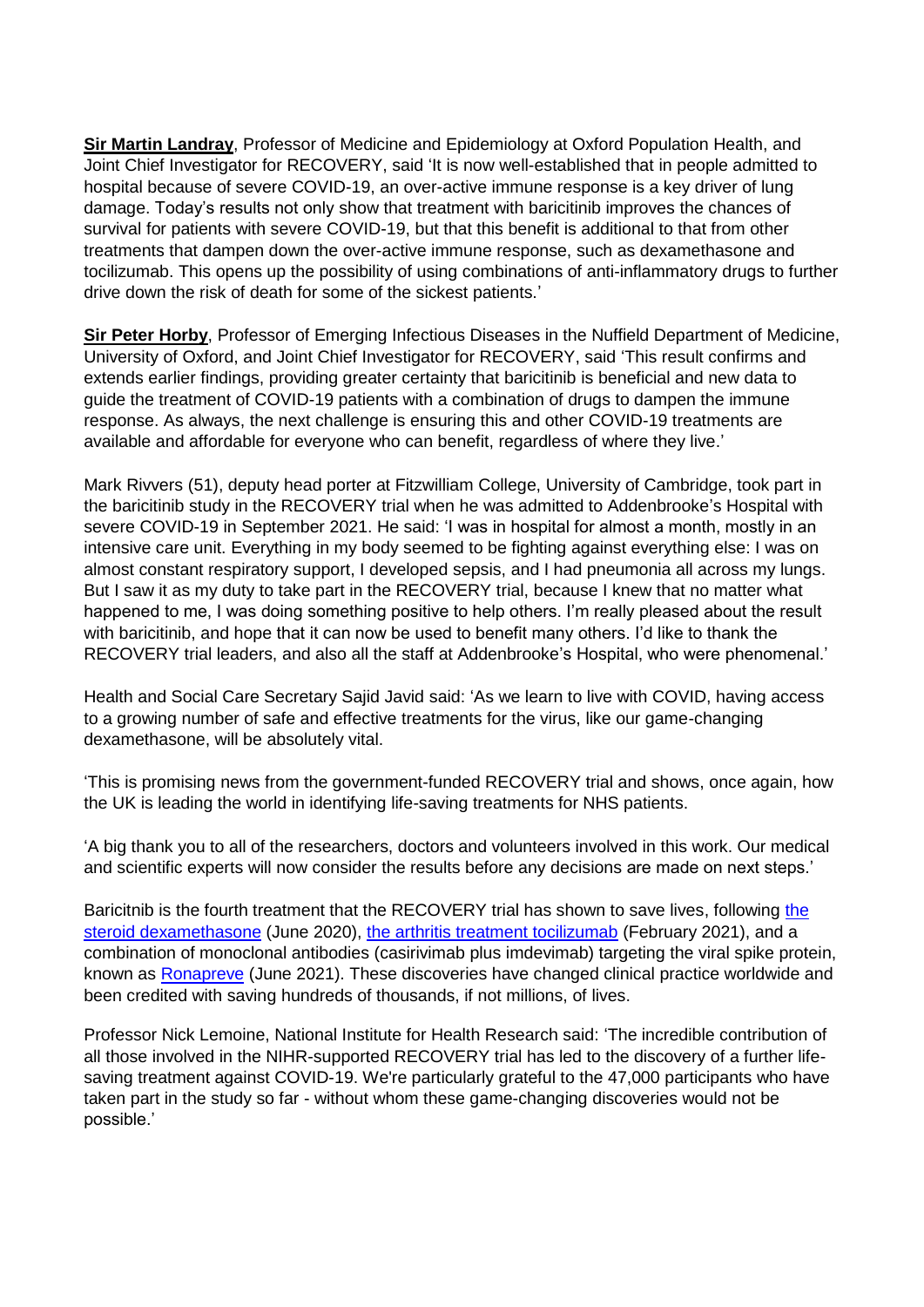**Sir Martin Landray**, Professor of Medicine and Epidemiology at Oxford Population Health, and Joint Chief Investigator for RECOVERY, said 'It is now well-established that in people admitted to hospital because of severe COVID-19, an over-active immune response is a key driver of lung damage. Today's results not only show that treatment with baricitinib improves the chances of survival for patients with severe COVID-19, but that this benefit is additional to that from other treatments that dampen down the over-active immune response, such as dexamethasone and tocilizumab. This opens up the possibility of using combinations of anti-inflammatory drugs to further drive down the risk of death for some of the sickest patients.'

**Sir Peter Horby**, Professor of Emerging Infectious Diseases in the Nuffield Department of Medicine, University of Oxford, and Joint Chief Investigator for RECOVERY, said 'This result confirms and extends earlier findings, providing greater certainty that baricitinib is beneficial and new data to guide the treatment of COVID-19 patients with a combination of drugs to dampen the immune response. As always, the next challenge is ensuring this and other COVID-19 treatments are available and affordable for everyone who can benefit, regardless of where they live.'

Mark Rivvers (51), deputy head porter at Fitzwilliam College, University of Cambridge, took part in the baricitinib study in the RECOVERY trial when he was admitted to Addenbrooke's Hospital with severe COVID-19 in September 2021. He said: 'I was in hospital for almost a month, mostly in an intensive care unit. Everything in my body seemed to be fighting against everything else: I was on almost constant respiratory support, I developed sepsis, and I had pneumonia all across my lungs. But I saw it as my duty to take part in the RECOVERY trial, because I knew that no matter what happened to me, I was doing something positive to help others. I'm really pleased about the result with baricitinib, and hope that it can now be used to benefit many others. I'd like to thank the RECOVERY trial leaders, and also all the staff at Addenbrooke's Hospital, who were phenomenal.'

Health and Social Care Secretary Sajid Javid said: 'As we learn to live with COVID, having access to a growing number of safe and effective treatments for the virus, like our game-changing dexamethasone, will be absolutely vital.

'This is promising news from the government-funded RECOVERY trial and shows, once again, how the UK is leading the world in identifying life-saving treatments for NHS patients.

'A big thank you to all of the researchers, doctors and volunteers involved in this work. Our medical and scientific experts will now consider the results before any decisions are made on next steps.'

Baricitnib is the fourth treatment that the RECOVERY trial has shown to save lives, following the steroid dexamethasone (June 2020), the arthritis treatment tocilizumab (February 2021), and a combination of monoclonal antibodies (casirivimab plus imdevimab) targeting the viral spike protein, known as Ronapreve (June 2021). These discoveries have changed clinical practice worldwide and been credited with saving hundreds of thousands, if not millions, of lives.

Professor Nick Lemoine, National Institute for Health Research said: 'The incredible contribution of all those involved in the NIHR-supported RECOVERY trial has led to the discovery of a further life-saving treatment against COVID-19. We're particularly grateful to the 47,000 participants who have taken part in the study so far - without whom these game-changing discoveries would not be possible.'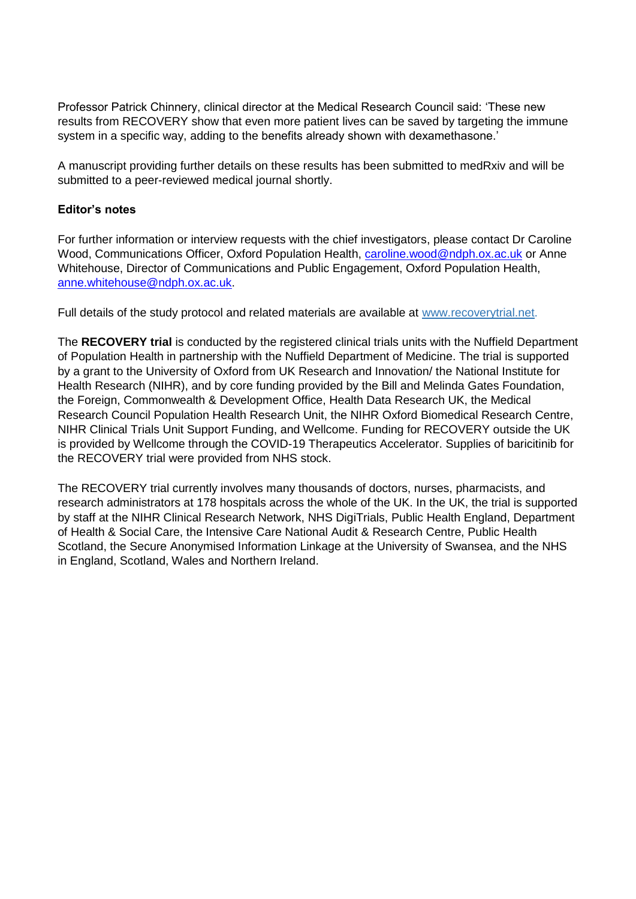Professor Patrick Chinnery, clinical director at the Medical Research Council said: 'These new results from RECOVERY show that even more patient lives can be saved by targeting the immune system in a specific way, adding to the benefits already shown with dexamethasone.'

A manuscript providing further details on these results has been submitted to medRxiv and will be submitted to a peer-reviewed medical journal shortly.

**Editor's notes**

For further information or interview requests with the chief investigators, please contact Dr Caroline Wood, Communications Officer, Oxford Population Health, caroline.wood@ndph.ox.ac.uk or Anne Whitehouse, Director of Communications and Public Engagement, Oxford Population Health, anne.whitehouse@ndph.ox.ac.uk.

Full details of the study protocol and related materials are available at www.recoverytrial.net.

The **RECOVERY trial** is conducted by the registered clinical trials units with the Nuffield Department of Population Health in partnership with the Nuffield Department of Medicine. The trial is supported by a grant to the University of Oxford from UK Research and Innovation/ the National Institute for Health Research (NIHR), and by core funding provided by the Bill and Melinda Gates Foundation, the Foreign, Commonwealth & Development Office, Health Data Research UK, the Medical Research Council Population Health Research Unit, the NIHR Oxford Biomedical Research Centre, NIHR Clinical Trials Unit Support Funding, and Wellcome. Funding for RECOVERY outside the UK is provided by Wellcome through the COVID-19 Therapeutics Accelerator. Supplies of baricitinib for the RECOVERY trial were provided from NHS stock.

The RECOVERY trial currently involves many thousands of doctors, nurses, pharmacists, and research administrators at 178 hospitals across the whole of the UK. In the UK, the trial is supported by staff at the NIHR Clinical Research Network, NHS DigiTrials, Public Health England, Department of Health & Social Care, the Intensive Care National Audit & Research Centre, Public Health Scotland, the Secure Anonymised Information Linkage at the University of Swansea, and the NHS in England, Scotland, Wales and Northern Ireland.